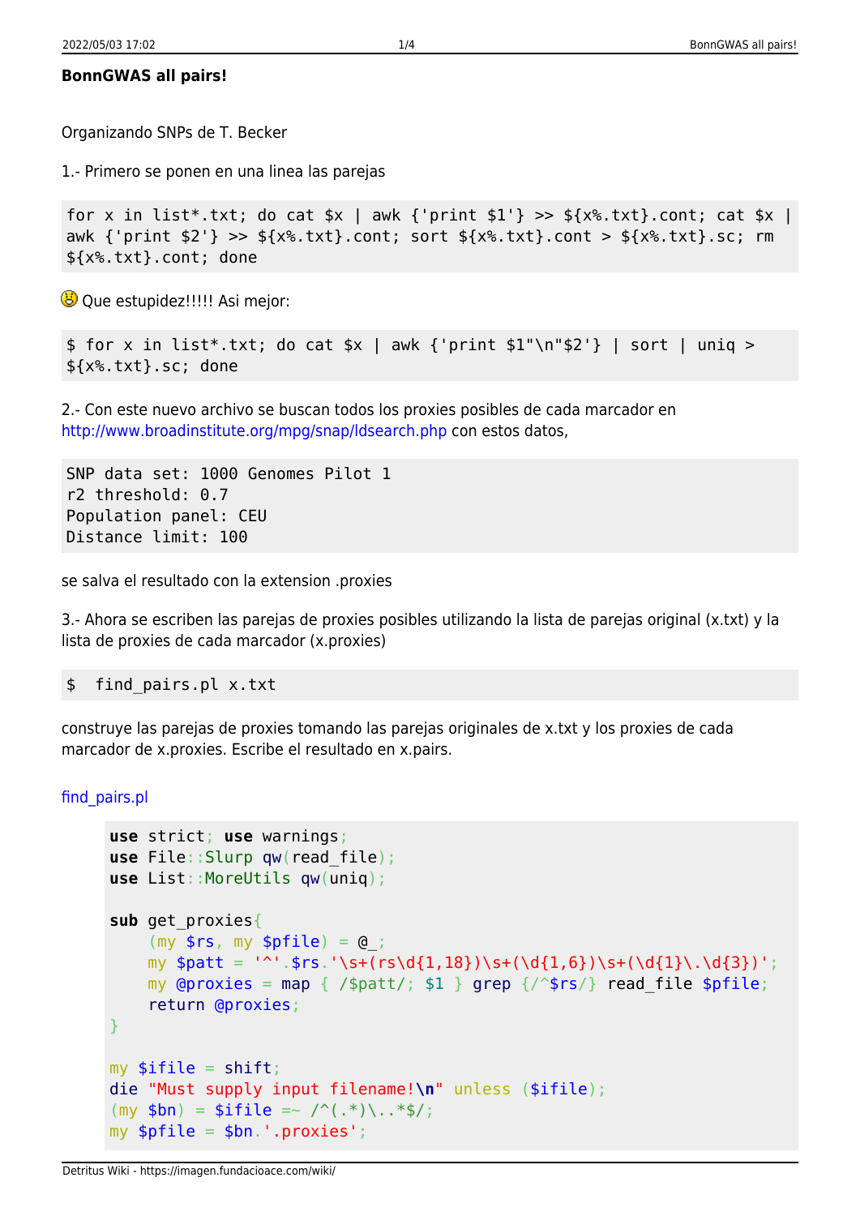# BonnGWAS all pairs!

Organizando SNPs de T. Becker

1.- Primero se ponen en una linea las parejas

```
for x in list*.txt; do cat $x | awk {'print $1'} >> ${x%.txt}.cont; cat $x | awk {'print $2'} >> ${x%.txt}.cont; sort ${x%.txt}.cont > ${x%.txt}.sc; rm ${x%.txt}.cont; done
```

Que estupidez!!!!! Asi mejor:

```
$ for x in list*.txt; do cat $x | awk {'print $1"\n"$2'} | sort | uniq > ${x%.txt}.sc; done
```

2.- Con este nuevo archivo se buscan todos los proxies posibles de cada marcador en http://www.broadinstitute.org/mpg/snap/ldsearch.php con estos datos,

```
SNP data set: 1000 Genomes Pilot 1
r2 threshold: 0.7
Population panel: CEU
Distance limit: 100
```

se salva el resultado con la extension .proxies

3.- Ahora se escriben las parejas de proxies posibles utilizando la lista de parejas original (x.txt) y la lista de proxies de cada marcador (x.proxies)

```
$  find_pairs.pl x.txt
```

construye las parejas de proxies tomando las parejas originales de x.txt y los proxies de cada marcador de x.proxies. Escribe el resultado en x.pairs.

find_pairs.pl

```
use strict; use warnings;
use File::Slurp qw(read_file);
use List::MoreUtils qw(uniq);

sub get_proxies{
    (my $rs, my $pfile) = @_;
    my $patt = '^'.$rs.'\s+(rs\d{1,18})\s+(\d{1,6})\s+(\d{1}\.\d{3})';
    my @proxies = map { /$patt/; $1 } grep {/^$rs/} read_file $pfile;
    return @proxies;
}

my $ifile = shift;
die "Must supply input filename!\n" unless ($ifile);
(my $bn) = $ifile =~ /^(.*)\..*$/;
my $pfile = $bn.'.proxies';
```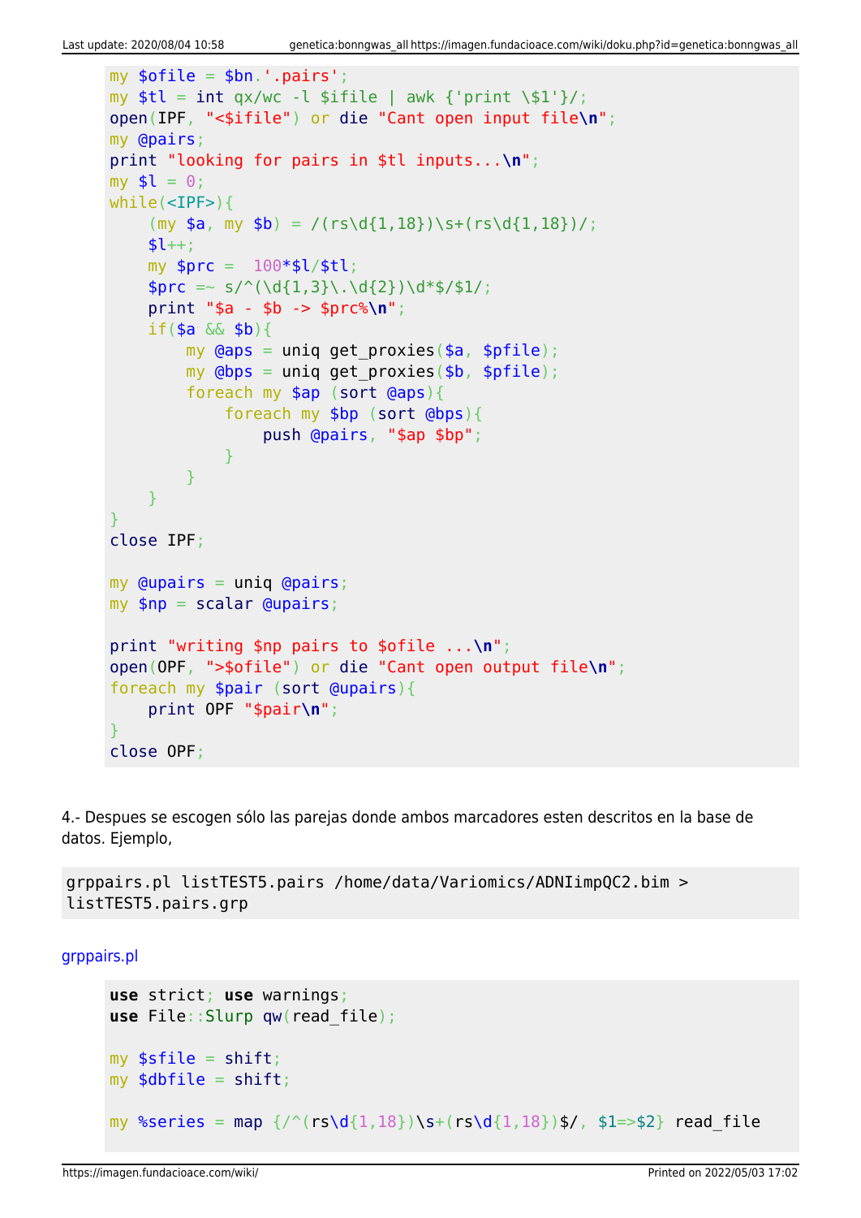```
my $ofile = $bn.'.pairs';
my $tl = int qx/wc -l $ifile | awk {'print \$1'}/;
open(IPF, "<$ifile") or die "Cant open input file\n";
my @pairs;
print "looking for pairs in $tl inputs...\n";
my $l = 0;
while(<IPF>){
    (my $a, my $b) = /(rs\d{1,18})\s+(rs\d{1,18})/;
    $l++;
    my $prc =  100*$l/$tl;
    $prc =~ s/^(\d{1,3}\.\d{2})\d*$/$1/;
    print "$a - $b -> $prc%\n";
    if($a && $b){
        my @aps = uniq get_proxies($a, $pfile);
        my @bps = uniq get_proxies($b, $pfile);
        foreach my $ap (sort @aps){
            foreach my $bp (sort @bps){
                push @pairs, "$ap $bp";
            }
        }
    }
}
close IPF;

my @upairs = uniq @pairs;
my $np = scalar @upairs;

print "writing $np pairs to $ofile ...\n";
open(OPF, ">$ofile") or die "Cant open output file\n";
foreach my $pair (sort @upairs){
    print OPF "$pair\n";
}
close OPF;
```

4.- Despues se escogen sólo las parejas donde ambos marcadores esten descritos en la base de datos. Ejemplo,

```
grppairs.pl listTEST5.pairs /home/data/Variomics/ADNIimpQC2.bim > listTEST5.pairs.grp
```

grppairs.pl

```
use strict; use warnings;
use File::Slurp qw(read_file);

my $sfile = shift;
my $dbfile = shift;

my %series = map {/^(rs\d{1,18})\s+(rs\d{1,18})$/, $1=>$2} read_file
```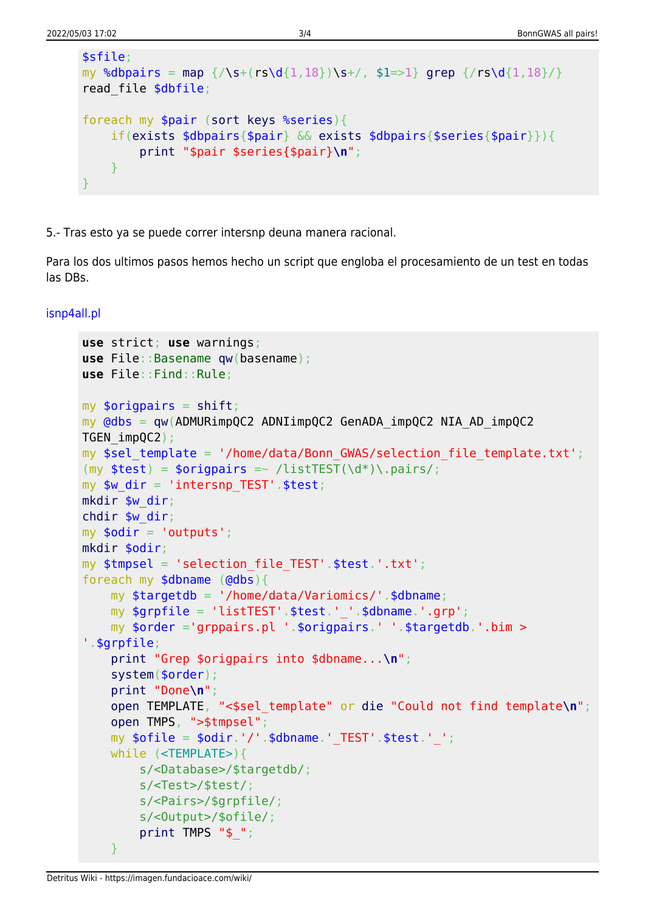```
$sfile;
my %dbpairs = map {/\s+(rs\d{1,18})\s+/, $1=>1} grep {/rs\d{1,18}/}
read_file $dbfile;

foreach my $pair (sort keys %series){
    if(exists $dbpairs{$pair} && exists $dbpairs{$series{$pair}}){
        print "$pair $series{$pair}\n";
    }
}
```

5.- Tras esto ya se puede correr intersnp deuna manera racional.

Para los dos ultimos pasos hemos hecho un script que engloba el procesamiento de un test en todas las DBs.

isnp4all.pl

```
use strict; use warnings;
use File::Basename qw(basename);
use File::Find::Rule;

my $origpairs = shift;
my @dbs = qw(ADMURimpQC2 ADNIimpQC2 GenADA_impQC2 NIA_AD_impQC2
TGEN_impQC2);
my $sel_template = '/home/data/Bonn_GWAS/selection_file_template.txt';
(my $test) = $origpairs =~ /listTEST(\d*)\.pairs/;
my $w_dir = 'intersnp_TEST'.$test;
mkdir $w_dir;
chdir $w_dir;
my $odir = 'outputs';
mkdir $odir;
my $tmpsel = 'selection_file_TEST'.$test.'.txt';
foreach my $dbname (@dbs){
    my $targetdb = '/home/data/Variomics/'.$dbname;
    my $grpfile = 'listTEST'.$test.'_'.$dbname.'.grp';
    my $order ='grppairs.pl '.$origpairs.' '.$targetdb.'.bim >
'.$grpfile;
    print "Grep $origpairs into $dbname...\n";
    system($order);
    print "Done\n";
    open TEMPLATE, "<$sel_template" or die "Could not find template\n";
    open TMPS, ">$tmpsel";
    my $ofile = $odir.'/'.$dbname.'_TEST'.$test.'_';
    while (<TEMPLATE>){
        s/<Database>/$targetdb/;
        s/<Test>/$test/;
        s/<Pairs>/$grpfile/;
        s/<Output>/$ofile/;
        print TMPS "$_";
    }
```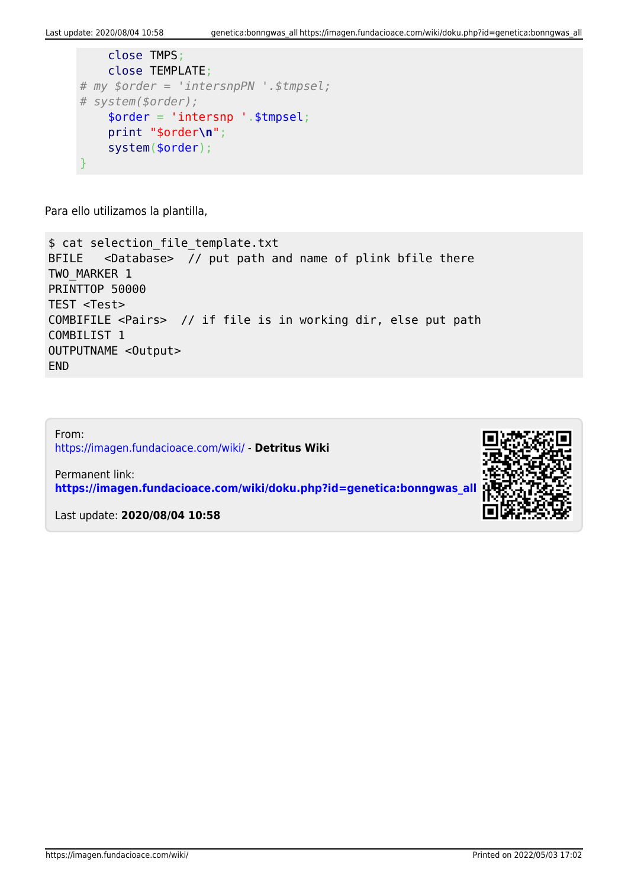```
    close TMPS;
    close TEMPLATE;
# my $order = 'intersnpPN '.$tmpsel;
# system($order);
    $order = 'intersnp '.$tmpsel;
    print "$order\n";
    system($order);
}
```

Para ello utilizamos la plantilla,

```
$ cat selection_file_template.txt
BFILE   <Database>  // put path and name of plink bfile there
TWO_MARKER 1
PRINTTOP 50000
TEST <Test>
COMBIFILE <Pairs>  // if file is in working dir, else put path
COMBILIST 1
OUTPUTNAME <Output>
END
```

From:
https://imagen.fundacioace.com/wiki/ - **Detritus Wiki**

Permanent link:
**https://imagen.fundacioace.com/wiki/doku.php?id=genetica:bonngwas_all**

Last update: **2020/08/04 10:58**